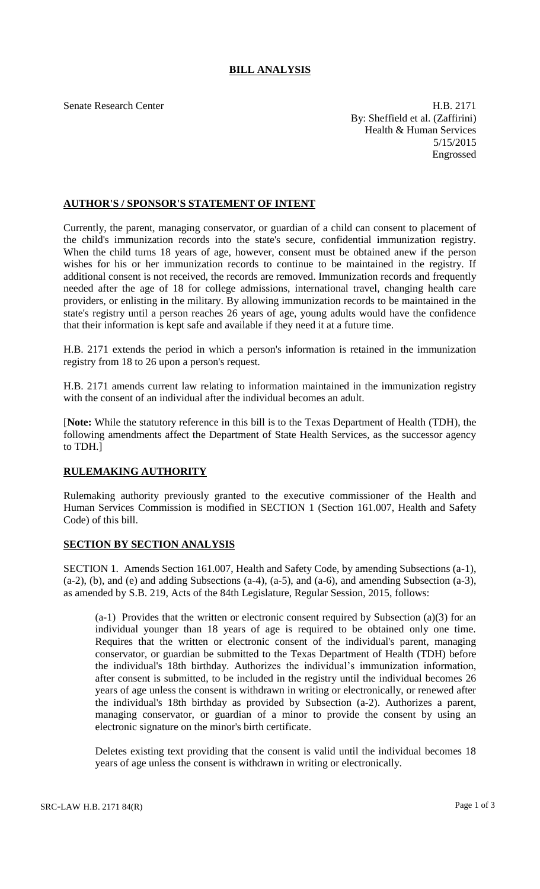# BILL ANALYSIS

Senate Research Center

H.B. 2171
By: Sheffield et al. (Zaffirini)
Health & Human Services
5/15/2015
Engrossed

## AUTHOR'S / SPONSOR'S STATEMENT OF INTENT

Currently, the parent, managing conservator, or guardian of a child can consent to placement of the child's immunization records into the state's secure, confidential immunization registry. When the child turns 18 years of age, however, consent must be obtained anew if the person wishes for his or her immunization records to continue to be maintained in the registry. If additional consent is not received, the records are removed. Immunization records and frequently needed after the age of 18 for college admissions, international travel, changing health care providers, or enlisting in the military. By allowing immunization records to be maintained in the state's registry until a person reaches 26 years of age, young adults would have the confidence that their information is kept safe and available if they need it at a future time.

H.B. 2171 extends the period in which a person's information is retained in the immunization registry from 18 to 26 upon a person's request.

H.B. 2171 amends current law relating to information maintained in the immunization registry with the consent of an individual after the individual becomes an adult.

[**Note:** While the statutory reference in this bill is to the Texas Department of Health (TDH), the following amendments affect the Department of State Health Services, as the successor agency to TDH.]

## RULEMAKING AUTHORITY

Rulemaking authority previously granted to the executive commissioner of the Health and Human Services Commission is modified in SECTION 1 (Section 161.007, Health and Safety Code) of this bill.

## SECTION BY SECTION ANALYSIS

SECTION 1. Amends Section 161.007, Health and Safety Code, by amending Subsections (a-1), (a-2), (b), and (e) and adding Subsections (a-4), (a-5), and (a-6), and amending Subsection (a-3), as amended by S.B. 219, Acts of the 84th Legislature, Regular Session, 2015, follows:

(a-1) Provides that the written or electronic consent required by Subsection (a)(3) for an individual younger than 18 years of age is required to be obtained only one time. Requires that the written or electronic consent of the individual's parent, managing conservator, or guardian be submitted to the Texas Department of Health (TDH) before the individual's 18th birthday. Authorizes the individual's immunization information, after consent is submitted, to be included in the registry until the individual becomes 26 years of age unless the consent is withdrawn in writing or electronically, or renewed after the individual's 18th birthday as provided by Subsection (a-2). Authorizes a parent, managing conservator, or guardian of a minor to provide the consent by using an electronic signature on the minor's birth certificate.

Deletes existing text providing that the consent is valid until the individual becomes 18 years of age unless the consent is withdrawn in writing or electronically.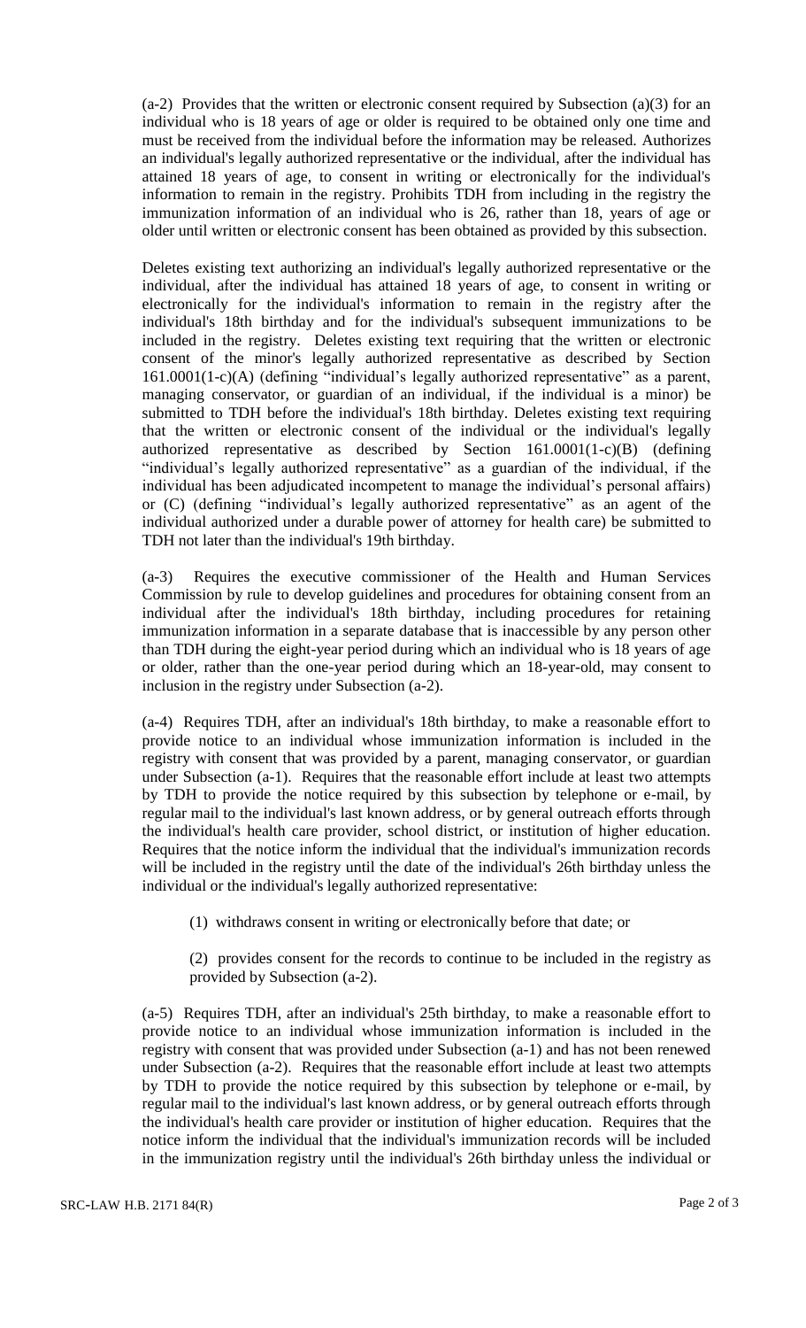(a-2) Provides that the written or electronic consent required by Subsection (a)(3) for an individual who is 18 years of age or older is required to be obtained only one time and must be received from the individual before the information may be released. Authorizes an individual's legally authorized representative or the individual, after the individual has attained 18 years of age, to consent in writing or electronically for the individual's information to remain in the registry. Prohibits TDH from including in the registry the immunization information of an individual who is 26, rather than 18, years of age or older until written or electronic consent has been obtained as provided by this subsection.

Deletes existing text authorizing an individual's legally authorized representative or the individual, after the individual has attained 18 years of age, to consent in writing or electronically for the individual's information to remain in the registry after the individual's 18th birthday and for the individual's subsequent immunizations to be included in the registry. Deletes existing text requiring that the written or electronic consent of the minor's legally authorized representative as described by Section 161.0001(1-c)(A) (defining "individual's legally authorized representative" as a parent, managing conservator, or guardian of an individual, if the individual is a minor) be submitted to TDH before the individual's 18th birthday. Deletes existing text requiring that the written or electronic consent of the individual or the individual's legally authorized representative as described by Section 161.0001(1-c)(B) (defining "individual's legally authorized representative" as a guardian of the individual, if the individual has been adjudicated incompetent to manage the individual's personal affairs) or (C) (defining "individual's legally authorized representative" as an agent of the individual authorized under a durable power of attorney for health care) be submitted to TDH not later than the individual's 19th birthday.

(a-3) Requires the executive commissioner of the Health and Human Services Commission by rule to develop guidelines and procedures for obtaining consent from an individual after the individual's 18th birthday, including procedures for retaining immunization information in a separate database that is inaccessible by any person other than TDH during the eight-year period during which an individual who is 18 years of age or older, rather than the one-year period during which an 18-year-old, may consent to inclusion in the registry under Subsection (a-2).

(a-4) Requires TDH, after an individual's 18th birthday, to make a reasonable effort to provide notice to an individual whose immunization information is included in the registry with consent that was provided by a parent, managing conservator, or guardian under Subsection (a-1). Requires that the reasonable effort include at least two attempts by TDH to provide the notice required by this subsection by telephone or e-mail, by regular mail to the individual's last known address, or by general outreach efforts through the individual's health care provider, school district, or institution of higher education. Requires that the notice inform the individual that the individual's immunization records will be included in the registry until the date of the individual's 26th birthday unless the individual or the individual's legally authorized representative:

(1) withdraws consent in writing or electronically before that date; or

(2) provides consent for the records to continue to be included in the registry as provided by Subsection (a-2).

(a-5) Requires TDH, after an individual's 25th birthday, to make a reasonable effort to provide notice to an individual whose immunization information is included in the registry with consent that was provided under Subsection (a-1) and has not been renewed under Subsection (a-2). Requires that the reasonable effort include at least two attempts by TDH to provide the notice required by this subsection by telephone or e-mail, by regular mail to the individual's last known address, or by general outreach efforts through the individual's health care provider or institution of higher education. Requires that the notice inform the individual that the individual's immunization records will be included in the immunization registry until the individual's 26th birthday unless the individual or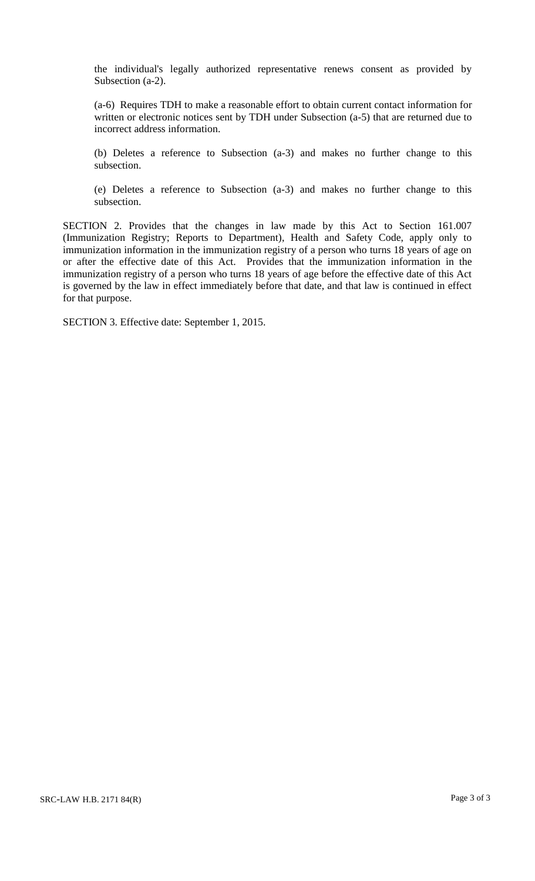the individual's legally authorized representative renews consent as provided by Subsection (a-2).

(a-6) Requires TDH to make a reasonable effort to obtain current contact information for written or electronic notices sent by TDH under Subsection (a-5) that are returned due to incorrect address information.

(b) Deletes a reference to Subsection (a-3) and makes no further change to this subsection.

(e) Deletes a reference to Subsection (a-3) and makes no further change to this subsection.

SECTION 2. Provides that the changes in law made by this Act to Section 161.007 (Immunization Registry; Reports to Department), Health and Safety Code, apply only to immunization information in the immunization registry of a person who turns 18 years of age on or after the effective date of this Act. Provides that the immunization information in the immunization registry of a person who turns 18 years of age before the effective date of this Act is governed by the law in effect immediately before that date, and that law is continued in effect for that purpose.

SECTION 3. Effective date: September 1, 2015.